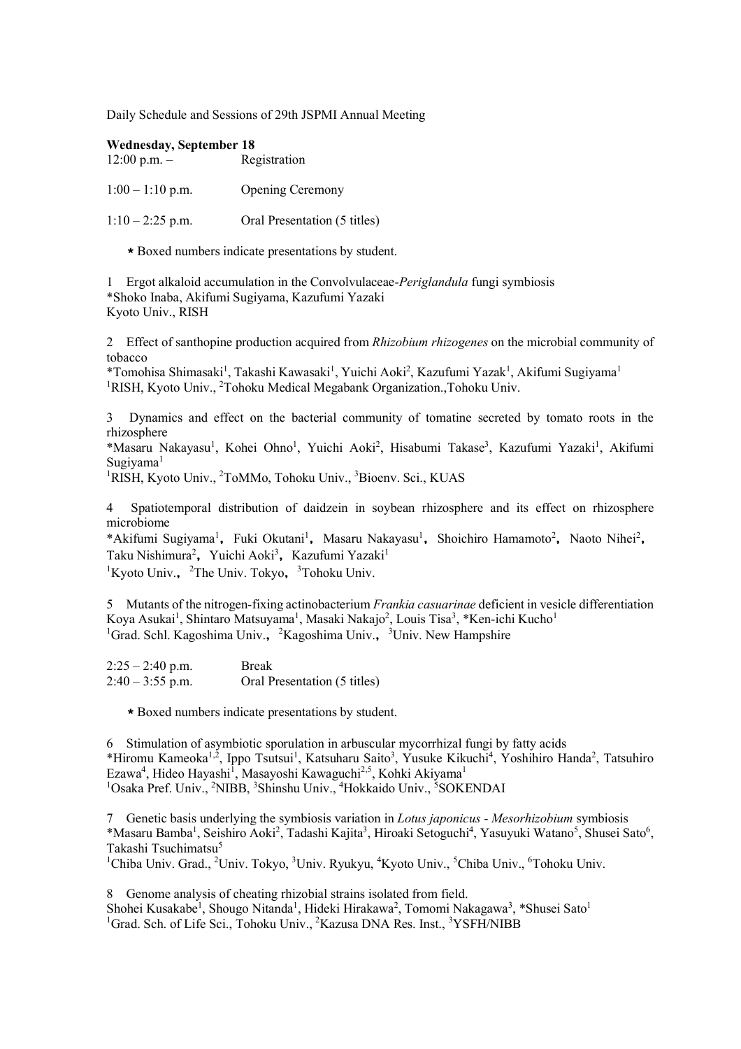Daily Schedule and Sessions of 29th JSPMI Annual Meeting

**Wednesday, September 18**

12:00 p.m. – Registration

1:00 – 1:10 p.m. Opening Ceremony

1:10 – 2:25 p.m. Oral Presentation (5 titles)

* Boxed numbers indicate presentations by student.

1 Ergot alkaloid accumulation in the Convolvulaceae-*Periglandula* fungi symbiosis
*Shoko Inaba, Akifumi Sugiyama, Kazufumi Yazaki
Kyoto Univ., RISH

2 Effect of santhopine production acquired from *Rhizobium rhizogenes* on the microbial community of tobacco
*Tomohisa Shimasaki[1], Takashi Kawasaki[1], Yuichi Aoki[2], Kazufumi Yazak[1], Akifumi Sugiyama[1]
[1]RISH, Kyoto Univ., [2]Tohoku Medical Megabank Organization.,Tohoku Univ.

3 Dynamics and effect on the bacterial community of tomatine secreted by tomato roots in the rhizosphere
*Masaru Nakayasu[1], Kohei Ohno[1], Yuichi Aoki[2], Hisabumi Takase[3], Kazufumi Yazaki[1], Akifumi Sugiyama[1]
[1]RISH, Kyoto Univ., [2]ToMMo, Tohoku Univ., [3]Bioenv. Sci., KUAS

4 Spatiotemporal distribution of daidzein in soybean rhizosphere and its effect on rhizosphere microbiome
*Akifumi Sugiyama[1], Fuki Okutani[1], Masaru Nakayasu[1], Shoichiro Hamamoto[2], Naoto Nihei[2], Taku Nishimura[2], Yuichi Aoki[3], Kazufumi Yazaki[1]
[1]Kyoto Univ., [2]The Univ. Tokyo, [3]Tohoku Univ.

5 Mutants of the nitrogen-fixing actinobacterium *Frankia casuarinae* deficient in vesicle differentiation
Koya Asukai[1], Shintaro Matsuyama[1], Masaki Nakajo[2], Louis Tisa[3], *Ken-ichi Kucho[1]
[1]Grad. Schl. Kagoshima Univ., [2]Kagoshima Univ., [3]Univ. New Hampshire

2:25 – 2:40 p.m. Break

2:40 – 3:55 p.m. Oral Presentation (5 titles)

* Boxed numbers indicate presentations by student.

6 Stimulation of asymbiotic sporulation in arbuscular mycorrhizal fungi by fatty acids
*Hiromu Kameoka[1,2], Ippo Tsutsui[1], Katsuharu Saito[3], Yusuke Kikuchi[4], Yoshihiro Handa[2], Tatsuhiro Ezawa[4], Hideo Hayashi[1], Masayoshi Kawaguchi[2,5], Kohki Akiyama[1]
[1]Osaka Pref. Univ., [2]NIBB, [3]Shinshu Univ., [4]Hokkaido Univ., [5]SOKENDAI

7 Genetic basis underlying the symbiosis variation in *Lotus japonicus* - *Mesorhizobium* symbiosis
*Masaru Bamba[1], Seishiro Aoki[2], Tadashi Kajita[3], Hiroaki Setoguchi[4], Yasuyuki Watano[5], Shusei Sato[6], Takashi Tsuchimatsu[5]
[1]Chiba Univ. Grad., [2]Univ. Tokyo, [3]Univ. Ryukyu, [4]Kyoto Univ., [5]Chiba Univ., [6]Tohoku Univ.

8 Genome analysis of cheating rhizobial strains isolated from field.
Shohei Kusakabe[1], Shougo Nitanda[1], Hideki Hirakawa[2], Tomomi Nakagawa[3], *Shusei Sato[1]
[1]Grad. Sch. of Life Sci., Tohoku Univ., [2]Kazusa DNA Res. Inst., [3]YSFH/NIBB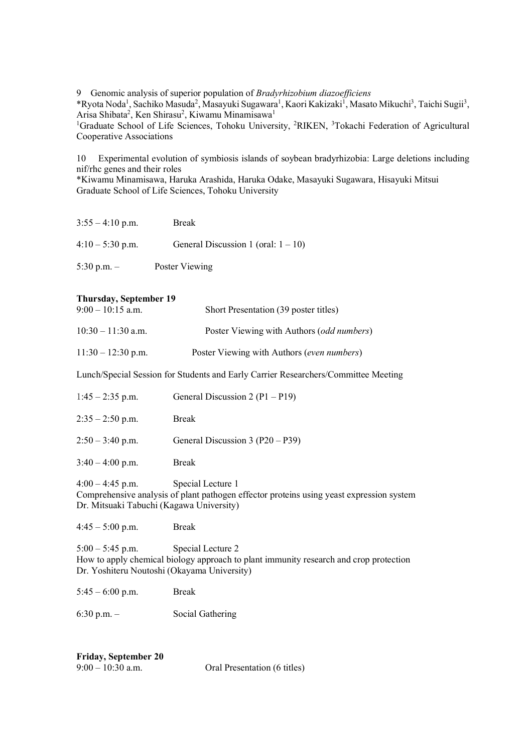9 Genomic analysis of superior population of *Bradyrhizobium diazoefficiens*
*Ryota Noda[1], Sachiko Masuda[2], Masayuki Sugawara[1], Kaori Kakizaki[1], Masato Mikuchi[3], Taichi Sugii[3], Arisa Shibata[2], Ken Shirasu[2], Kiwamu Minamisawa[1]
[1]Graduate School of Life Sciences, Tohoku University, [2]RIKEN, [3]Tokachi Federation of Agricultural Cooperative Associations

10 Experimental evolution of symbiosis islands of soybean bradyrhizobia: Large deletions including nif/rhc genes and their roles
*Kiwamu Minamisawa, Haruka Arashida, Haruka Odake, Masayuki Sugawara, Hisayuki Mitsui
Graduate School of Life Sciences, Tohoku University

3:55 – 4:10 p.m. Break

4:10 – 5:30 p.m. General Discussion 1 (oral: 1 – 10)

5:30 p.m. – Poster Viewing

**Thursday, September 19**

9:00 – 10:15 a.m. Short Presentation (39 poster titles)

10:30 – 11:30 a.m. Poster Viewing with Authors (*odd numbers*)

11:30 – 12:30 p.m. Poster Viewing with Authors (*even numbers*)

Lunch/Special Session for Students and Early Carrier Researchers/Committee Meeting

1:45 – 2:35 p.m. General Discussion 2 (P1 – P19)

2:35 – 2:50 p.m. Break

2:50 – 3:40 p.m. General Discussion 3 (P20 – P39)

3:40 – 4:00 p.m. Break

4:00 – 4:45 p.m. Special Lecture 1
Comprehensive analysis of plant pathogen effector proteins using yeast expression system
Dr. Mitsuaki Tabuchi (Kagawa University)

4:45 – 5:00 p.m. Break

5:00 – 5:45 p.m. Special Lecture 2
How to apply chemical biology approach to plant immunity research and crop protection
Dr. Yoshiteru Noutoshi (Okayama University)

5:45 – 6:00 p.m. Break

6:30 p.m. – Social Gathering

**Friday, September 20**

9:00 – 10:30 a.m. Oral Presentation (6 titles)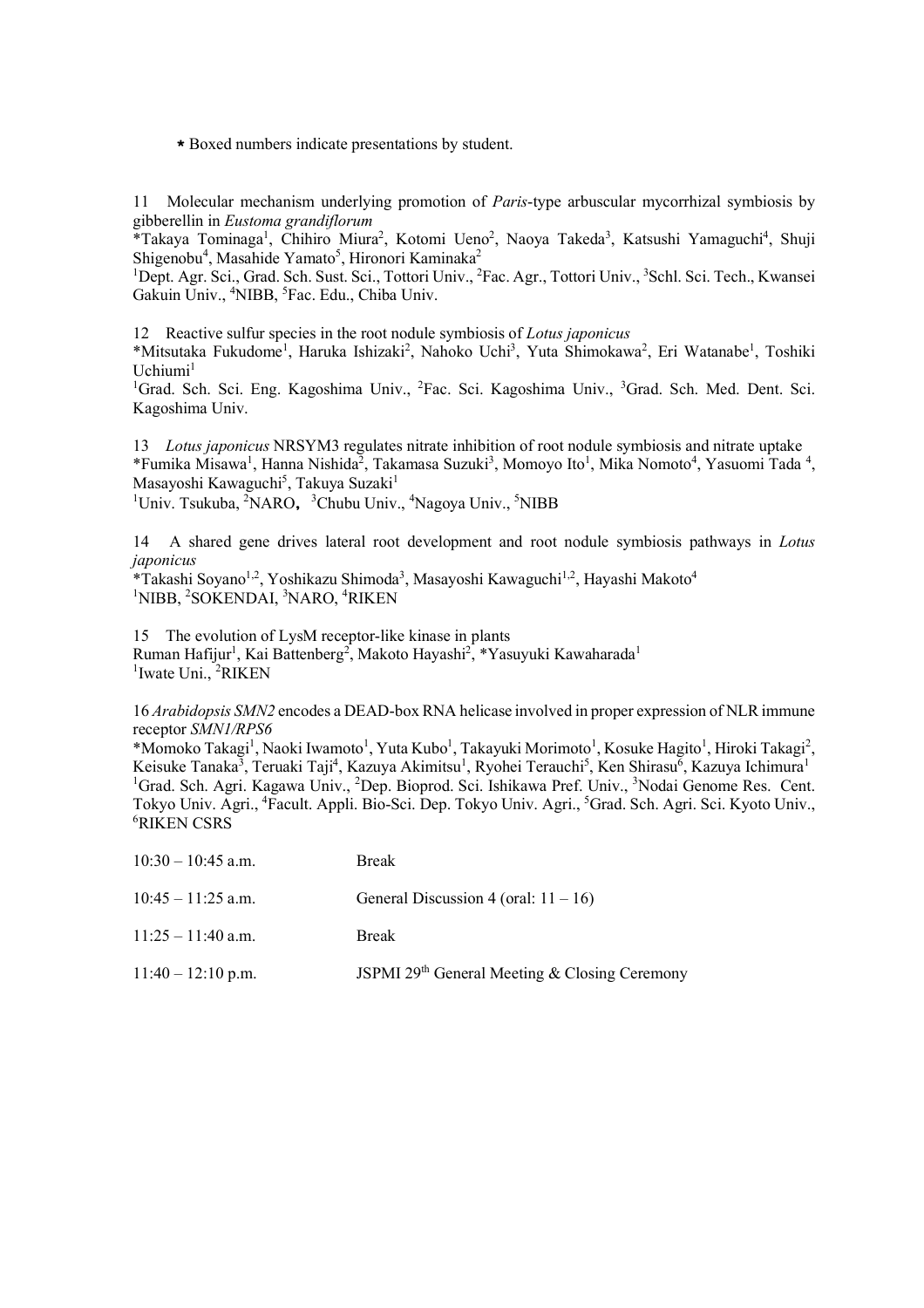★ Boxed numbers indicate presentations by student.

11 Molecular mechanism underlying promotion of *Paris*-type arbuscular mycorrhizal symbiosis by gibberellin in *Eustoma grandiflorum*
*Takaya Tominaga[1], Chihiro Miura[2], Kotomi Ueno[2], Naoya Takeda[3], Katsushi Yamaguchi[4], Shuji Shigenobu[4], Masahide Yamato[5], Hironori Kaminaka[2]
[1]Dept. Agr. Sci., Grad. Sch. Sust. Sci., Tottori Univ., [2]Fac. Agr., Tottori Univ., [3]Schl. Sci. Tech., Kwansei Gakuin Univ., [4]NIBB, [5]Fac. Edu., Chiba Univ.

12 Reactive sulfur species in the root nodule symbiosis of *Lotus japonicus*
*Mitsutaka Fukudome[1], Haruka Ishizaki[2], Nahoko Uchi[3], Yuta Shimokawa[2], Eri Watanabe[1], Toshiki Uchiumi[1]
[1]Grad. Sch. Sci. Eng. Kagoshima Univ., [2]Fac. Sci. Kagoshima Univ., [3]Grad. Sch. Med. Dent. Sci. Kagoshima Univ.

13 *Lotus japonicus* NRSYM3 regulates nitrate inhibition of root nodule symbiosis and nitrate uptake
*Fumika Misawa[1], Hanna Nishida[2], Takamasa Suzuki[3], Momoyo Ito[1], Mika Nomoto[4], Yasuomi Tada [4], Masayoshi Kawaguchi[5], Takuya Suzaki[1]
[1]Univ. Tsukuba, [2]NARO, [3]Chubu Univ., [4]Nagoya Univ., [5]NIBB

14 A shared gene drives lateral root development and root nodule symbiosis pathways in *Lotus japonicus*
*Takashi Soyano[1,2], Yoshikazu Shimoda[3], Masayoshi Kawaguchi[1,2], Hayashi Makoto[4]
[1]NIBB, [2]SOKENDAI, [3]NARO, [4]RIKEN

15 The evolution of LysM receptor-like kinase in plants
Ruman Hafijur[1], Kai Battenberg[2], Makoto Hayashi[2], *Yasuyuki Kawaharada[1]
[1]Iwate Uni., [2]RIKEN

16 *Arabidopsis SMN2* encodes a DEAD-box RNA helicase involved in proper expression of NLR immune receptor *SMN1/RPS6*
*Momoko Takagi[1], Naoki Iwamoto[1], Yuta Kubo[1], Takayuki Morimoto[1], Kosuke Hagito[1], Hiroki Takagi[2], Keisuke Tanaka[3], Teruaki Taji[4], Kazuya Akimitsu[1], Ryohei Terauchi[5], Ken Shirasu[6], Kazuya Ichimura[1]
[1]Grad. Sch. Agri. Kagawa Univ., [2]Dep. Bioprod. Sci. Ishikawa Pref. Univ., [3]Nodai Genome Res. Cent. Tokyo Univ. Agri., [4]Facult. Appli. Bio-Sci. Dep. Tokyo Univ. Agri., [5]Grad. Sch. Agri. Sci. Kyoto Univ., [6]RIKEN CSRS

| | |
|---|---|
| 10:30 – 10:45 a.m. | Break |
| 10:45 – 11:25 a.m. | General Discussion 4 (oral: 11 – 16) |
| 11:25 – 11:40 a.m. | Break |
| 11:40 – 12:10 p.m. | JSPMI 29th General Meeting & Closing Ceremony |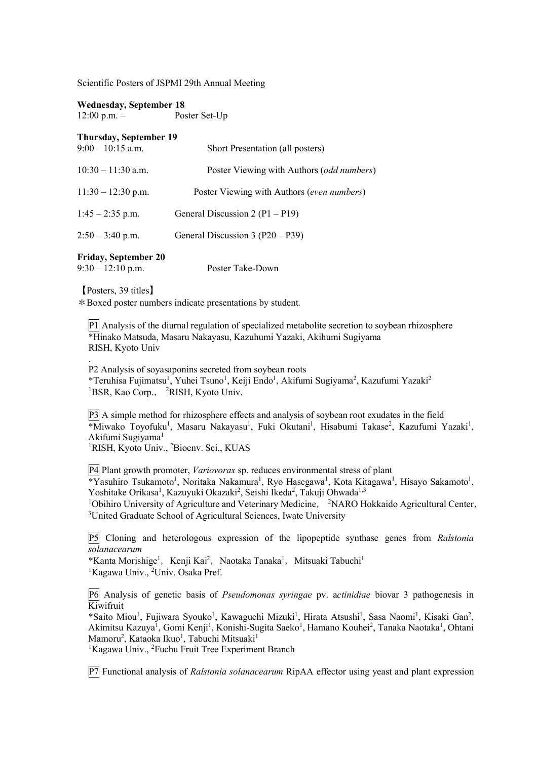Scientific Posters of JSPMI 29th Annual Meeting

**Wednesday, September 18**

12:00 p.m. – Poster Set-Up

**Thursday, September 19**

9:00 – 10:15 a.m. Short Presentation (all posters)

10:30 – 11:30 a.m. Poster Viewing with Authors (*odd numbers*)

11:30 – 12:30 p.m. Poster Viewing with Authors (*even numbers*)

1:45 – 2:35 p.m. General Discussion 2 (P1 – P19)

2:50 – 3:40 p.m. General Discussion 3 (P20 – P39)

**Friday, September 20**

9:30 – 12:10 p.m. Poster Take-Down

【Posters, 39 titles】

＊Boxed poster numbers indicate presentations by student.

[P1] Analysis of the diurnal regulation of specialized metabolite secretion to soybean rhizosphere
*Hinako Matsuda, Masaru Nakayasu, Kazuhumi Yazaki, Akihumi Sugiyama
RISH, Kyoto Univ

.

P2 Analysis of soyasaponins secreted from soybean roots
*Teruhisa Fujimatsu[1], Yuhei Tsuno[1], Keiji Endo[1], Akifumi Sugiyama[2], Kazufumi Yazaki[2]
[1]BSR, Kao Corp., [2]RISH, Kyoto Univ.

[P3] A simple method for rhizosphere effects and analysis of soybean root exudates in the field
*Miwako Toyofuku[1], Masaru Nakayasu[1], Fuki Okutani[1], Hisabumi Takase[2], Kazufumi Yazaki[1], Akifumi Sugiyama[1]
[1]RISH, Kyoto Univ., [2]Bioenv. Sci., KUAS

[P4] Plant growth promoter, *Variovorax* sp. reduces environmental stress of plant
*Yasuhiro Tsukamoto[1], Noritaka Nakamura[1], Ryo Hasegawa[1], Kota Kitagawa[1], Hisayo Sakamoto[1], Yoshitake Orikasa[1], Kazuyuki Okazaki[2], Seishi Ikeda[2], Takuji Ohwada[1,3]
[1]Obihiro University of Agriculture and Veterinary Medicine, [2]NARO Hokkaido Agricultural Center, [3]United Graduate School of Agricultural Sciences, Iwate University

[P5] Cloning and heterologous expression of the lipopeptide synthase genes from *Ralstonia solanacearum*
*Kanta Morishige[1], Kenji Kai[2], Naotaka Tanaka[1], Mitsuaki Tabuchi[1]
[1]Kagawa Univ., [2]Univ. Osaka Pref.

[P6] Analysis of genetic basis of *Pseudomonas syringae* pv. a*ctinidiae* biovar 3 pathogenesis in Kiwifruit
*Saito Miou[1], Fujiwara Syouko[1], Kawaguchi Mizuki[1], Hirata Atsushi[1], Sasa Naomi[1], Kisaki Gan[2], Akimitsu Kazuya[1], Gomi Kenji[1], Konishi-Sugita Saeko[1], Hamano Kouhei[2], Tanaka Naotaka[1], Ohtani Mamoru[2], Kataoka Ikuo[1], Tabuchi Mitsuaki[1]
[1]Kagawa Univ., [2]Fuchu Fruit Tree Experiment Branch

[P7] Functional analysis of *Ralstonia solanacearum* RipAA effector using yeast and plant expression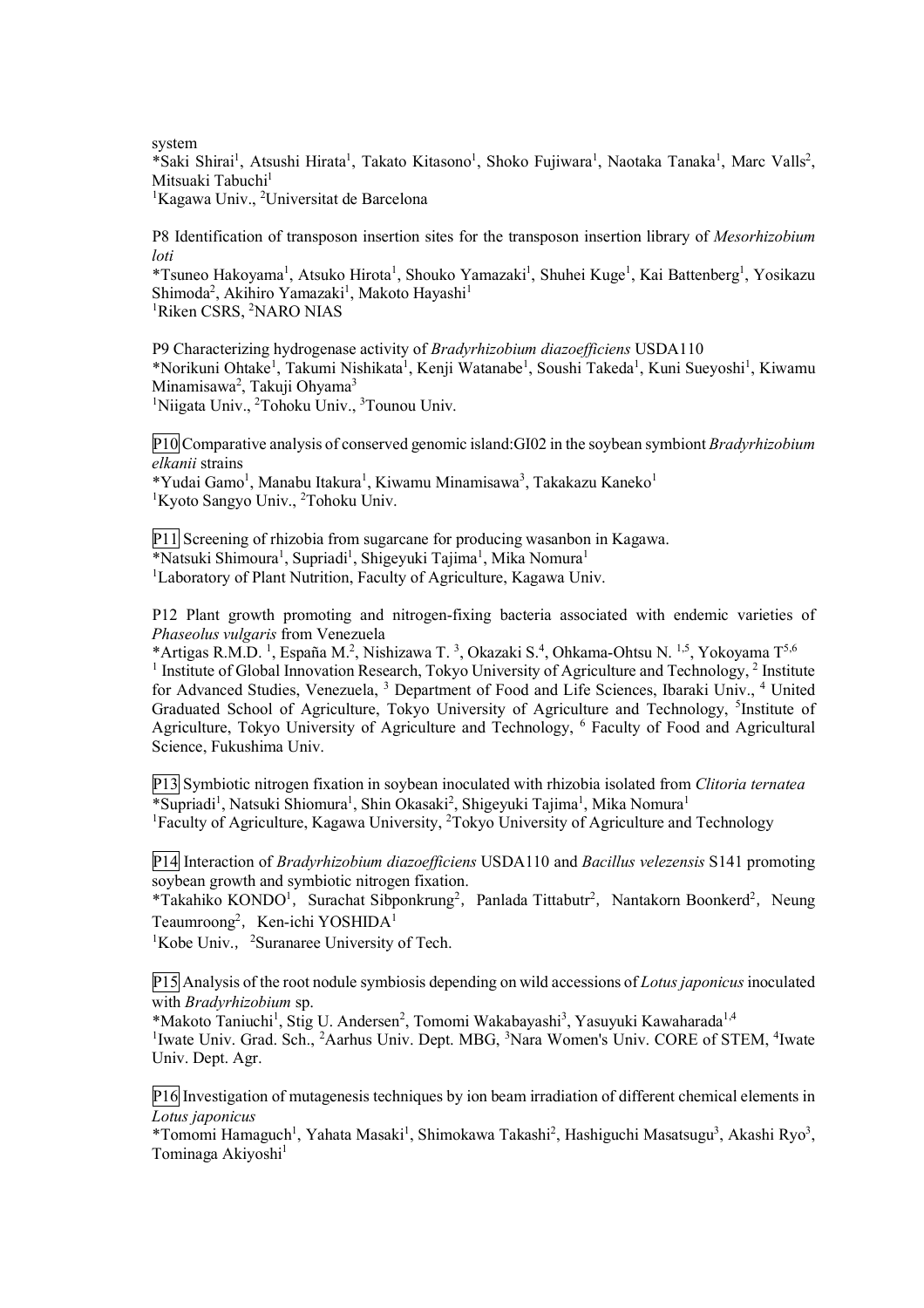system

*Saki Shirai[1], Atsushi Hirata[1], Takato Kitasono[1], Shoko Fujiwara[1], Naotaka Tanaka[1], Marc Valls[2], Mitsuaki Tabuchi[1]

[1]Kagawa Univ., [2]Universitat de Barcelona

P8 Identification of transposon insertion sites for the transposon insertion library of *Mesorhizobium loti*

*Tsuneo Hakoyama[1], Atsuko Hirota[1], Shouko Yamazaki[1], Shuhei Kuge[1], Kai Battenberg[1], Yosikazu Shimoda[2], Akihiro Yamazaki[1], Makoto Hayashi[1]

[1]Riken CSRS, [2]NARO NIAS

P9 Characterizing hydrogenase activity of *Bradyrhizobium diazoefficiens* USDA110

*Norikuni Ohtake[1], Takumi Nishikata[1], Kenji Watanabe[1], Soushi Takeda[1], Kuni Sueyoshi[1], Kiwamu Minamisawa[2], Takuji Ohyama[3]

[1]Niigata Univ., [2]Tohoku Univ., [3]Tounou Univ.

P10 Comparative analysis of conserved genomic island:GI02 in the soybean symbiont *Bradyrhizobium elkanii* strains

*Yudai Gamo[1], Manabu Itakura[1], Kiwamu Minamisawa[3], Takakazu Kaneko[1]

[1]Kyoto Sangyo Univ., [2]Tohoku Univ.

P11 Screening of rhizobia from sugarcane for producing wasanbon in Kagawa.

*Natsuki Shimoura[1], Supriadi[1], Shigeyuki Tajima[1], Mika Nomura[1]

[1]Laboratory of Plant Nutrition, Faculty of Agriculture, Kagawa Univ.

P12 Plant growth promoting and nitrogen-fixing bacteria associated with endemic varieties of *Phaseolus vulgaris* from Venezuela

*Artigas R.M.D. [1], España M.[2], Nishizawa T. [3], Okazaki S.[4], Ohkama-Ohtsu N. [1,5], Yokoyama T[5,6]

[1] Institute of Global Innovation Research, Tokyo University of Agriculture and Technology, [2] Institute for Advanced Studies, Venezuela, [3] Department of Food and Life Sciences, Ibaraki Univ., [4] United Graduated School of Agriculture, Tokyo University of Agriculture and Technology, [5]Institute of Agriculture, Tokyo University of Agriculture and Technology, [6] Faculty of Food and Agricultural Science, Fukushima Univ.

P13 Symbiotic nitrogen fixation in soybean inoculated with rhizobia isolated from *Clitoria ternatea*

*Supriadi[1], Natsuki Shiomura[1], Shin Okasaki[2], Shigeyuki Tajima[1], Mika Nomura[1]

[1]Faculty of Agriculture, Kagawa University, [2]Tokyo University of Agriculture and Technology

P14 Interaction of *Bradyrhizobium diazoefficiens* USDA110 and *Bacillus velezensis* S141 promoting soybean growth and symbiotic nitrogen fixation.

*Takahiko KONDO[1], Surachat Sibponkrung[2], Panlada Tittabutr[2], Nantakorn Boonkerd[2], Neung Teaumroong[2], Ken-ichi YOSHIDA[1]

[1]Kobe Univ., [2]Suranaree University of Tech.

P15 Analysis of the root nodule symbiosis depending on wild accessions of *Lotus japonicus* inoculated with *Bradyrhizobium* sp.

*Makoto Taniuchi[1], Stig U. Andersen[2], Tomomi Wakabayashi[3], Yasuyuki Kawaharada[1,4]

[1]Iwate Univ. Grad. Sch., [2]Aarhus Univ. Dept. MBG, [3]Nara Women's Univ. CORE of STEM, [4]Iwate Univ. Dept. Agr.

P16 Investigation of mutagenesis techniques by ion beam irradiation of different chemical elements in *Lotus japonicus*

*Tomomi Hamaguch[1], Yahata Masaki[1], Shimokawa Takashi[2], Hashiguchi Masatsugu[3], Akashi Ryo[3], Tominaga Akiyoshi[1]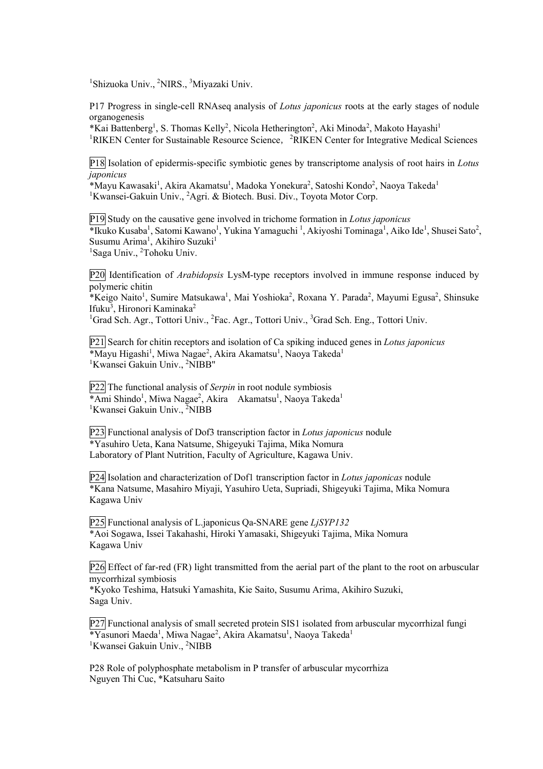[1]Shizuoka Univ., [2]NIRS., [3]Miyazaki Univ.

P17 Progress in single-cell RNAseq analysis of *Lotus japonicus* roots at the early stages of nodule organogenesis
*Kai Battenberg[1], S. Thomas Kelly[2], Nicola Hetherington[2], Aki Minoda[2], Makoto Hayashi[1]
[1]RIKEN Center for Sustainable Resource Science, [2]RIKEN Center for Integrative Medical Sciences

P18 Isolation of epidermis-specific symbiotic genes by transcriptome analysis of root hairs in *Lotus japonicus*
*Mayu Kawasaki[1], Akira Akamatsu[1], Madoka Yonekura[2], Satoshi Kondo[2], Naoya Takeda[1]
[1]Kwansei-Gakuin Univ., [2]Agri. & Biotech. Busi. Div., Toyota Motor Corp.

P19 Study on the causative gene involved in trichome formation in *Lotus japonicus*
*Ikuko Kusaba[1], Satomi Kawano[1], Yukina Yamaguchi [1], Akiyoshi Tominaga[1], Aiko Ide[1], Shusei Sato[2], Susumu Arima[1], Akihiro Suzuki[1]
[1]Saga Univ., [2]Tohoku Univ.

P20 Identification of *Arabidopsis* LysM-type receptors involved in immune response induced by polymeric chitin
*Keigo Naito[1], Sumire Matsukawa[1], Mai Yoshioka[2], Roxana Y. Parada[2], Mayumi Egusa[2], Shinsuke Ifuku[3], Hironori Kaminaka[2]
[1]Grad Sch. Agr., Tottori Univ., [2]Fac. Agr., Tottori Univ., [3]Grad Sch. Eng., Tottori Univ.

P21 Search for chitin receptors and isolation of Ca spiking induced genes in *Lotus japonicus*
*Mayu Higashi[1], Miwa Nagae[2], Akira Akamatsu[1], Naoya Takeda[1]
[1]Kwansei Gakuin Univ., [2]NIBB"

P22 The functional analysis of *Serpin* in root nodule symbiosis
*Ami Shindo[1], Miwa Nagae[2], Akira Akamatsu[1], Naoya Takeda[1]
[1]Kwansei Gakuin Univ., [2]NIBB

P23 Functional analysis of Dof3 transcription factor in *Lotus japonicus* nodule
*Yasuhiro Ueta, Kana Natsume, Shigeyuki Tajima, Mika Nomura
Laboratory of Plant Nutrition, Faculty of Agriculture, Kagawa Univ.

P24 Isolation and characterization of Dof1 transcription factor in *Lotus japonicas* nodule
*Kana Natsume, Masahiro Miyaji, Yasuhiro Ueta, Supriadi, Shigeyuki Tajima, Mika Nomura
Kagawa Univ

P25 Functional analysis of L.japonicus Qa-SNARE gene *LjSYP132*
*Aoi Sogawa, Issei Takahashi, Hiroki Yamasaki, Shigeyuki Tajima, Mika Nomura
Kagawa Univ

P26 Effect of far-red (FR) light transmitted from the aerial part of the plant to the root on arbuscular mycorrhizal symbiosis
*Kyoko Teshima, Hatsuki Yamashita, Kie Saito, Susumu Arima, Akihiro Suzuki,
Saga Univ.

P27 Functional analysis of small secreted protein SIS1 isolated from arbuscular mycorrhizal fungi
*Yasunori Maeda[1], Miwa Nagae[2], Akira Akamatsu[1], Naoya Takeda[1]
[1]Kwansei Gakuin Univ., [2]NIBB

P28 Role of polyphosphate metabolism in P transfer of arbuscular mycorrhiza
Nguyen Thi Cuc, *Katsuharu Saito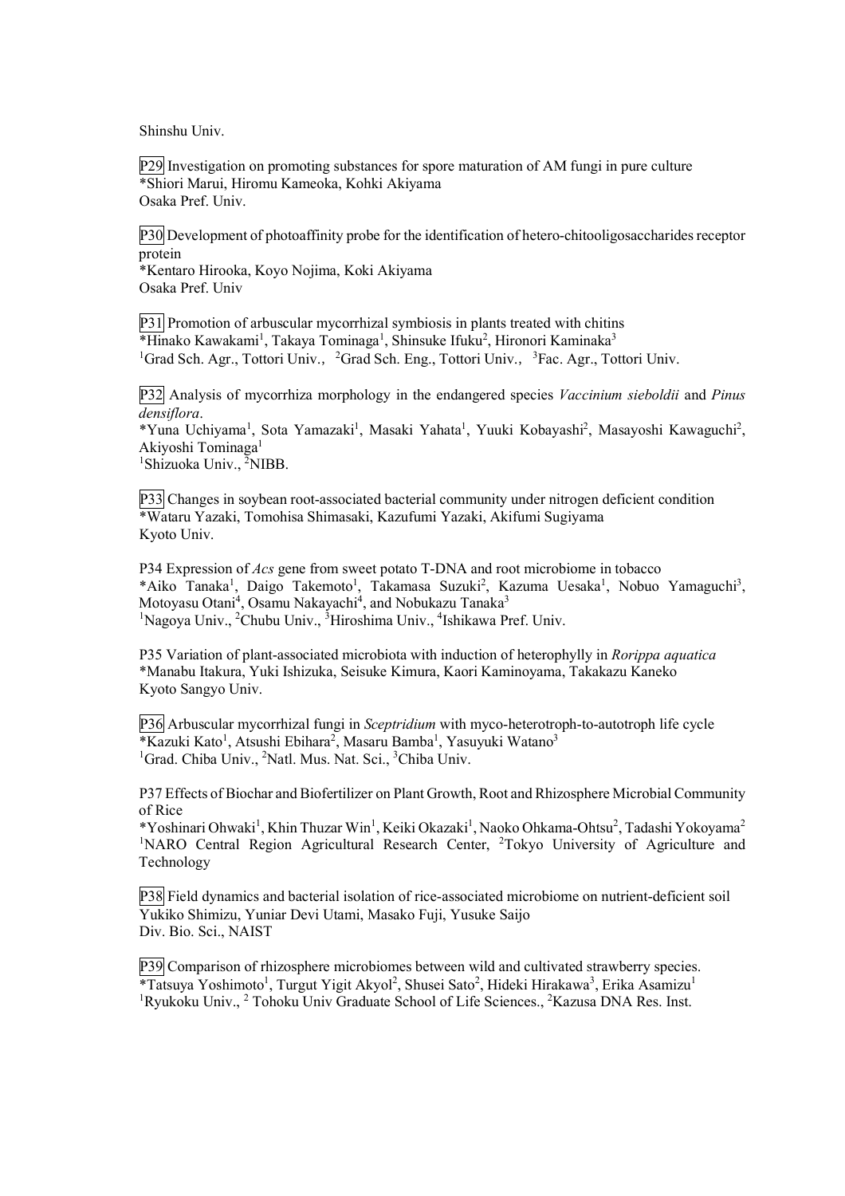Shinshu Univ.

P29 Investigation on promoting substances for spore maturation of AM fungi in pure culture
*Shiori Marui, Hiromu Kameoka, Kohki Akiyama
Osaka Pref. Univ.

P30 Development of photoaffinity probe for the identification of hetero-chitooligosaccharides receptor protein
*Kentaro Hirooka, Koyo Nojima, Koki Akiyama
Osaka Pref. Univ

P31 Promotion of arbuscular mycorrhizal symbiosis in plants treated with chitins
*Hinako Kawakami[1], Takaya Tominaga[1], Shinsuke Ifuku[2], Hironori Kaminaka[3]
[1]Grad Sch. Agr., Tottori Univ., [2]Grad Sch. Eng., Tottori Univ., [3]Fac. Agr., Tottori Univ.

P32 Analysis of mycorrhiza morphology in the endangered species *Vaccinium sieboldii* and *Pinus densiflora*.
*Yuna Uchiyama[1], Sota Yamazaki[1], Masaki Yahata[1], Yuuki Kobayashi[2], Masayoshi Kawaguchi[2], Akiyoshi Tominaga[1]
[1]Shizuoka Univ., [2]NIBB.

P33 Changes in soybean root-associated bacterial community under nitrogen deficient condition
*Wataru Yazaki, Tomohisa Shimasaki, Kazufumi Yazaki, Akifumi Sugiyama
Kyoto Univ.

P34 Expression of *Acs* gene from sweet potato T-DNA and root microbiome in tobacco
*Aiko Tanaka[1], Daigo Takemoto[1], Takamasa Suzuki[2], Kazuma Uesaka[1], Nobuo Yamaguchi[3], Motoyasu Otani[4], Osamu Nakayachi[4], and Nobukazu Tanaka[3]
[1]Nagoya Univ., [2]Chubu Univ., [3]Hiroshima Univ., [4]Ishikawa Pref. Univ.

P35 Variation of plant-associated microbiota with induction of heterophylly in *Rorippa aquatica*
*Manabu Itakura, Yuki Ishizuka, Seisuke Kimura, Kaori Kaminoyama, Takakazu Kaneko
Kyoto Sangyo Univ.

P36 Arbuscular mycorrhizal fungi in *Sceptridium* with myco-heterotroph-to-autotroph life cycle
*Kazuki Kato[1], Atsushi Ebihara[2], Masaru Bamba[1], Yasuyuki Watano[3]
[1]Grad. Chiba Univ., [2]Natl. Mus. Nat. Sci., [3]Chiba Univ.

P37 Effects of Biochar and Biofertilizer on Plant Growth, Root and Rhizosphere Microbial Community of Rice
*Yoshinari Ohwaki[1], Khin Thuzar Win[1], Keiki Okazaki[1], Naoko Ohkama-Ohtsu[2], Tadashi Yokoyama[2]
[1]NARO Central Region Agricultural Research Center, [2]Tokyo University of Agriculture and Technology

P38 Field dynamics and bacterial isolation of rice-associated microbiome on nutrient-deficient soil
Yukiko Shimizu, Yuniar Devi Utami, Masako Fuji, Yusuke Saijo
Div. Bio. Sci., NAIST

P39 Comparison of rhizosphere microbiomes between wild and cultivated strawberry species.
*Tatsuya Yoshimoto[1], Turgut Yigit Akyol[2], Shusei Sato[2], Hideki Hirakawa[3], Erika Asamizu[1]
[1]Ryukoku Univ., [2] Tohoku Univ Graduate School of Life Sciences., [2]Kazusa DNA Res. Inst.